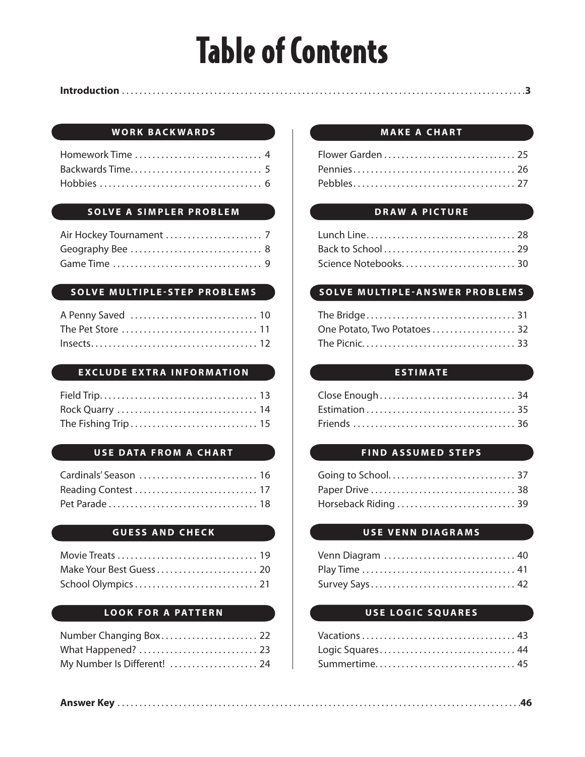# Table of Contents

**Introduction** .......... **3**

## WORK BACKWARDS

Homework Time .......... 4
Backwards Time.......... 5
Hobbies .......... 6

## SOLVE A SIMPLER PROBLEM

Air Hockey Tournament .......... 7
Geography Bee .......... 8
Game Time .......... 9

## SOLVE MULTIPLE-STEP PROBLEMS

A Penny Saved .......... 10
The Pet Store .......... 11
Insects.......... 12

## EXCLUDE EXTRA INFORMATION

Field Trip.......... 13
Rock Quarry .......... 14
The Fishing Trip .......... 15

## USE DATA FROM A CHART

Cardinals' Season .......... 16
Reading Contest .......... 17
Pet Parade .......... 18

## GUESS AND CHECK

Movie Treats .......... 19
Make Your Best Guess .......... 20
School Olympics .......... 21

## LOOK FOR A PATTERN

Number Changing Box.......... 22
What Happened? .......... 23
My Number Is Different! .......... 24

## MAKE A CHART

Flower Garden .......... 25
Pennies.......... 26
Pebbles.......... 27

## DRAW A PICTURE

Lunch Line.......... 28
Back to School .......... 29
Science Notebooks.......... 30

## SOLVE MULTIPLE-ANSWER PROBLEMS

The Bridge.......... 31
One Potato, Two Potatoes .......... 32
The Picnic.......... 33

## ESTIMATE

Close Enough.......... 34
Estimation .......... 35
Friends .......... 36

## FIND ASSUMED STEPS

Going to School.......... 37
Paper Drive .......... 38
Horseback Riding .......... 39

## USE VENN DIAGRAMS

Venn Diagram .......... 40
Play Time .......... 41
Survey Says.......... 42

## USE LOGIC SQUARES

Vacations .......... 43
Logic Squares.......... 44
Summertime.......... 45

**Answer Key** .......... **46**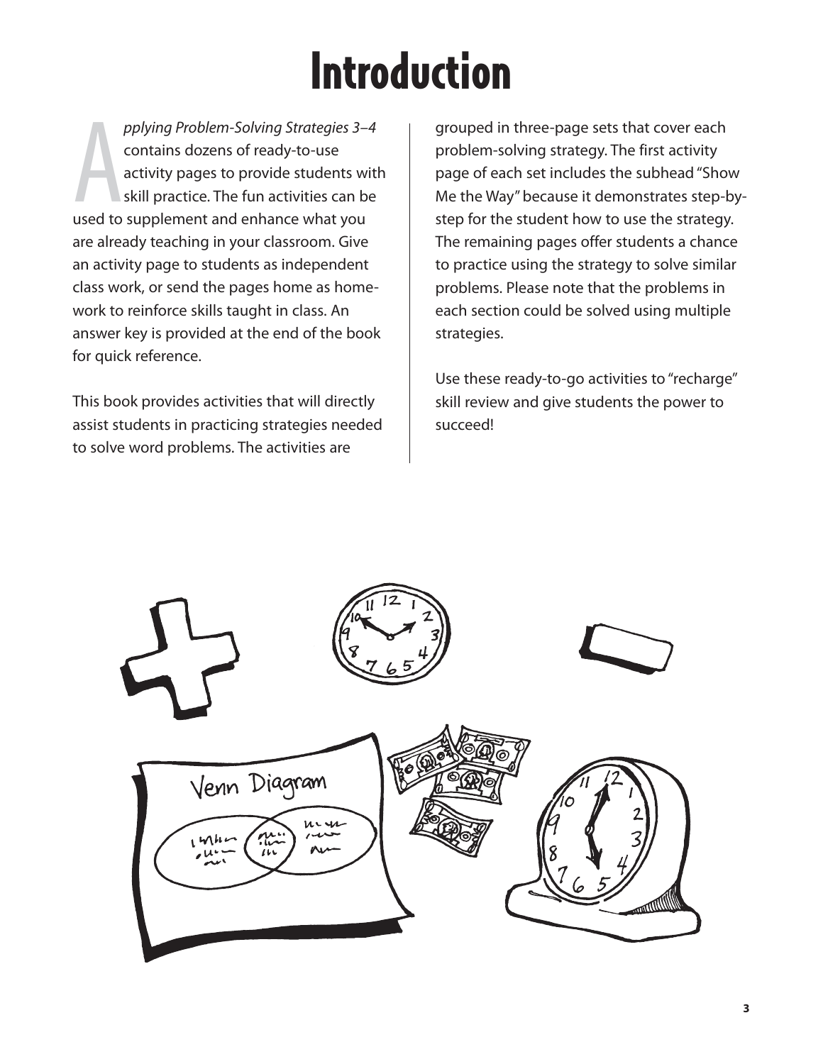# Introduction

*Applying Problem-Solving Strategies 3–4* contains dozens of ready-to-use activity pages to provide students with skill practice. The fun activities can be used to supplement and enhance what you are already teaching in your classroom. Give an activity page to students as independent class work, or send the pages home as homework to reinforce skills taught in class. An answer key is provided at the end of the book for quick reference.

This book provides activities that will directly assist students in practicing strategies needed to solve word problems. The activities are grouped in three-page sets that cover each problem-solving strategy. The first activity page of each set includes the subhead "Show Me the Way" because it demonstrates step-by-step for the student how to use the strategy. The remaining pages offer students a chance to practice using the strategy to solve similar problems. Please note that the problems in each section could be solved using multiple strategies.

Use these ready-to-go activities to "recharge" skill review and give students the power to succeed!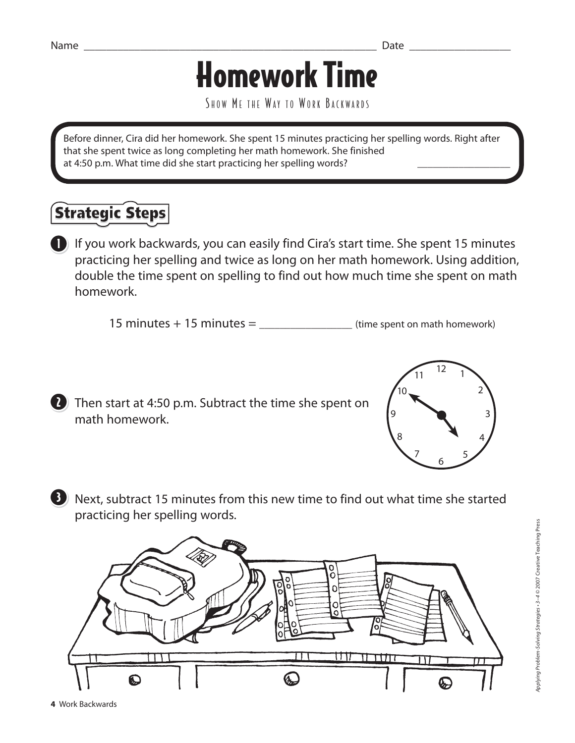Name ______________________________________________ Date _______________

# Homework Time

SHOW ME THE WAY TO WORK BACKWARDS

Before dinner, Cira did her homework. She spent 15 minutes practicing her spelling words. Right after that she spent twice as long completing her math homework. She finished at 4:50 p.m. What time did she start practicing her spelling words? _______________

## Strategic Steps

1. If you work backwards, you can easily find Cira's start time. She spent 15 minutes practicing her spelling and twice as long on her math homework. Using addition, double the time spent on spelling to find out how much time she spent on math homework.

   15 minutes + 15 minutes = _______________ (time spent on math homework)

2. Then start at 4:50 p.m. Subtract the time she spent on math homework.

3. Next, subtract 15 minutes from this new time to find out what time she started practicing her spelling words.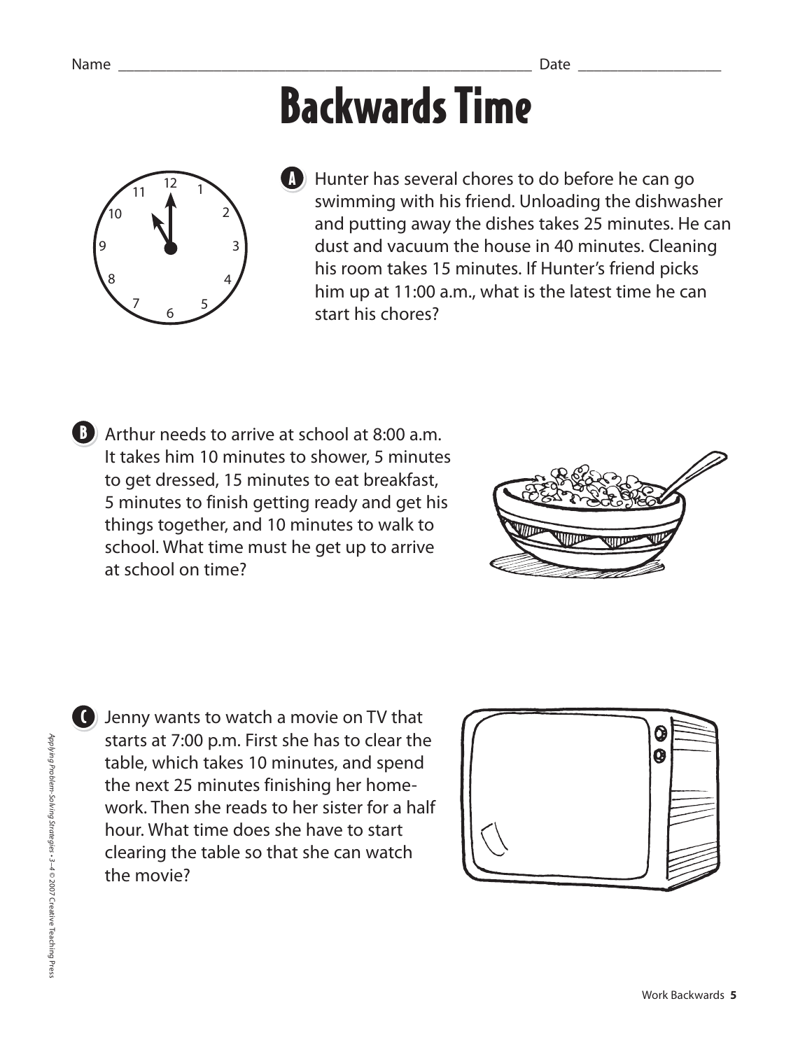Name _______________________________________________ Date _______________

# Backwards Time

**A** Hunter has several chores to do before he can go swimming with his friend. Unloading the dishwasher and putting away the dishes takes 25 minutes. He can dust and vacuum the house in 40 minutes. Cleaning his room takes 15 minutes. If Hunter's friend picks him up at 11:00 a.m., what is the latest time he can start his chores?

**B** Arthur needs to arrive at school at 8:00 a.m. It takes him 10 minutes to shower, 5 minutes to get dressed, 15 minutes to eat breakfast, 5 minutes to finish getting ready and get his things together, and 10 minutes to walk to school. What time must he get up to arrive at school on time?

**C** Jenny wants to watch a movie on TV that starts at 7:00 p.m. First she has to clear the table, which takes 10 minutes, and spend the next 25 minutes finishing her homework. Then she reads to her sister for a half hour. What time does she have to start clearing the table so that she can watch the movie?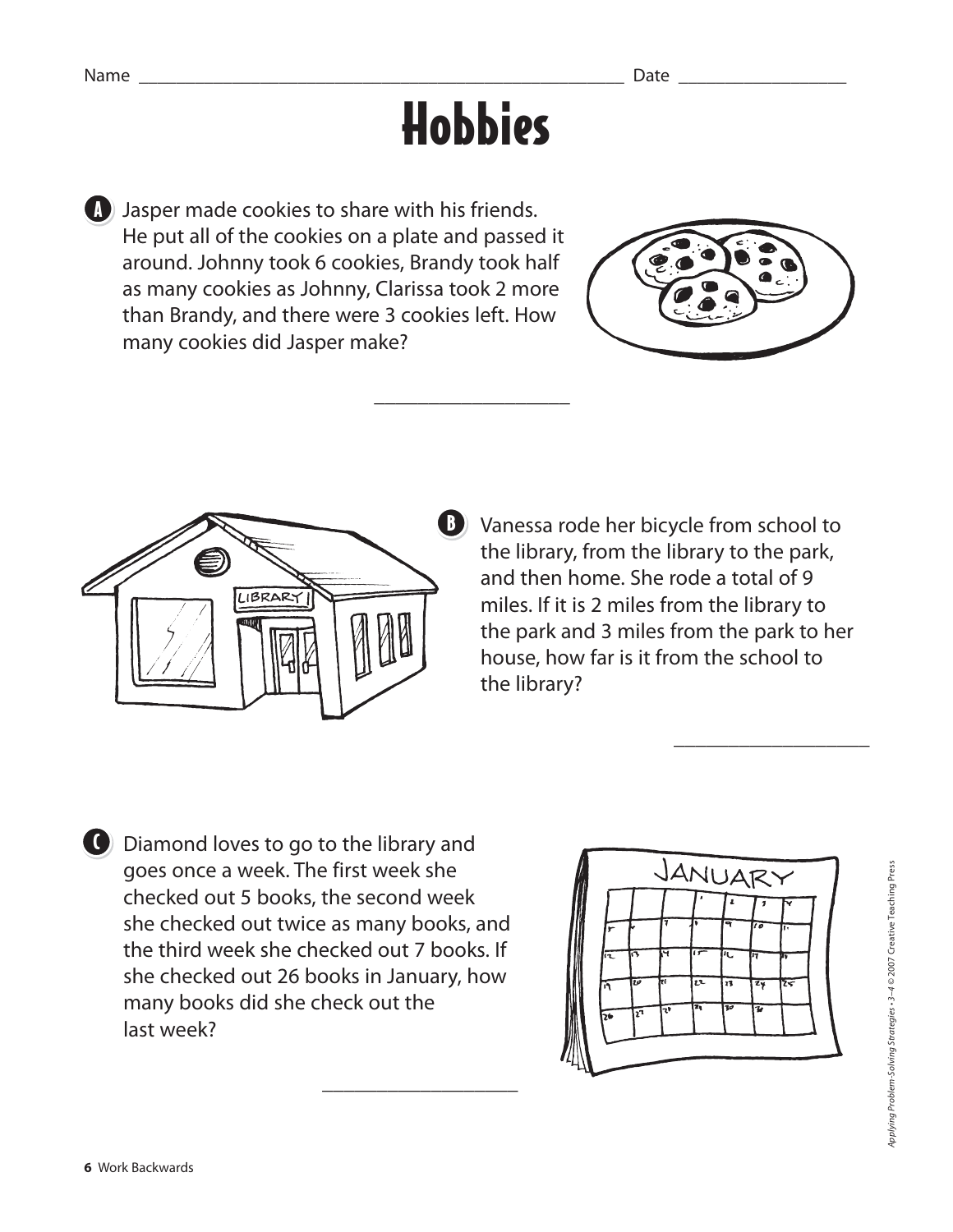Name ______________________________ Date ______________

# Hobbies

**A** Jasper made cookies to share with his friends. He put all of the cookies on a plate and passed it around. Johnny took 6 cookies, Brandy took half as many cookies as Johnny, Clarissa took 2 more than Brandy, and there were 3 cookies left. How many cookies did Jasper make?

______________

**B** Vanessa rode her bicycle from school to the library, from the library to the park, and then home. She rode a total of 9 miles. If it is 2 miles from the library to the park and 3 miles from the park to her house, how far is it from the school to the library?

______________

**C** Diamond loves to go to the library and goes once a week. The first week she checked out 5 books, the second week she checked out twice as many books, and the third week she checked out 7 books. If she checked out 26 books in January, how many books did she check out the last week?

______________

Work Backwards

*Applying Problem-Solving Strategies • 3–4* © 2007 Creative Teaching Press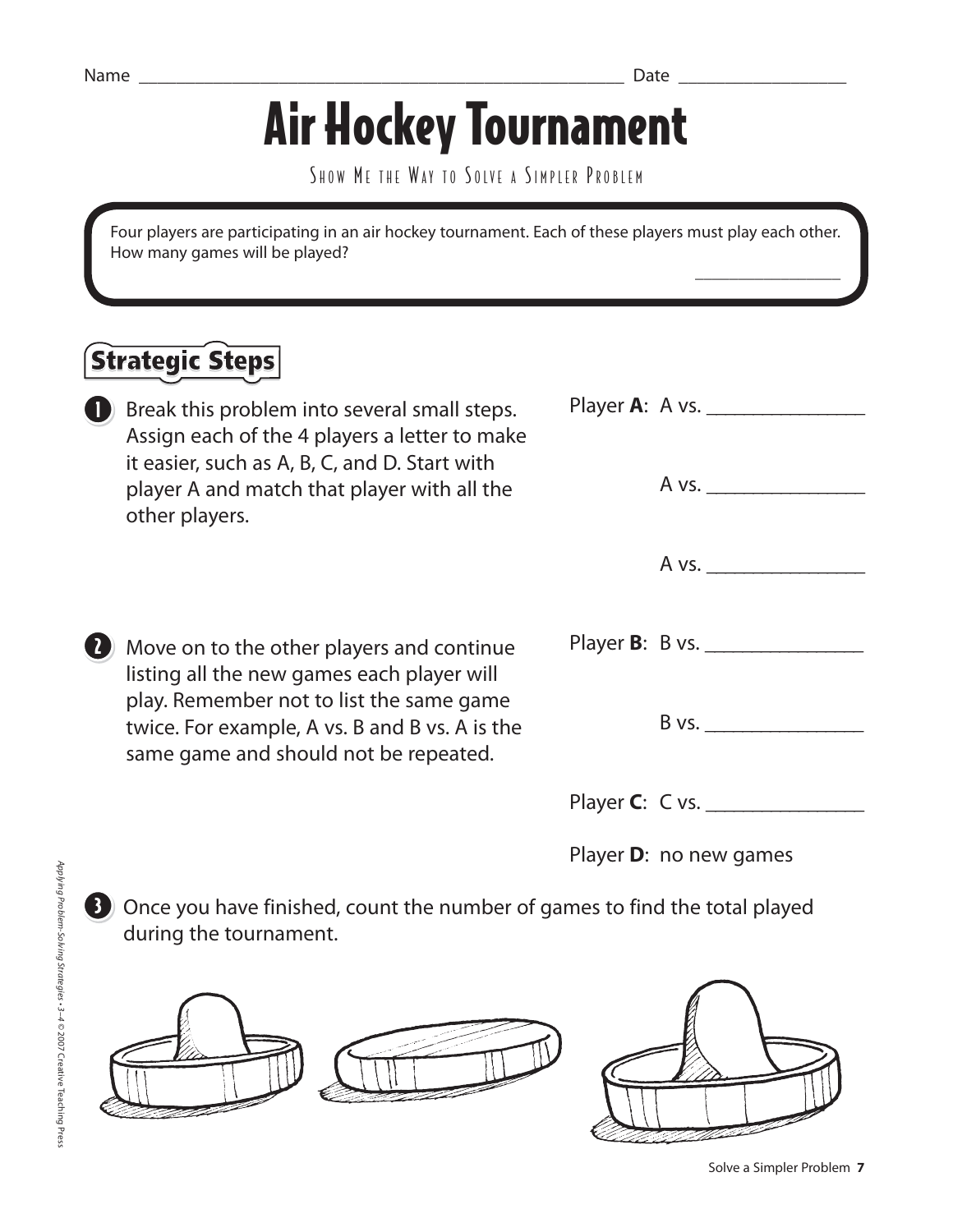Name ____________________________________________ Date ________________

# Air Hockey Tournament

Show Me the Way to Solve a Simpler Problem

Four players are participating in an air hockey tournament. Each of these players must play each other. How many games will be played?

________________

## Strategic Steps

1. Break this problem into several small steps. Assign each of the 4 players a letter to make it easier, such as A, B, C, and D. Start with player A and match that player with all the other players.

   Player **A**: A vs. ________________

   A vs. ________________

   A vs. ________________

2. Move on to the other players and continue listing all the new games each player will play. Remember not to list the same game twice. For example, A vs. B and B vs. A is the same game and should not be repeated.

   Player **B**: B vs. ________________

   B vs. ________________

   Player **C**: C vs. ________________

   Player **D**: no new games

3. Once you have finished, count the number of games to find the total played during the tournament.

*Applying Problem-Solving Strategies • 3–4 © 2007 Creative Teaching Press*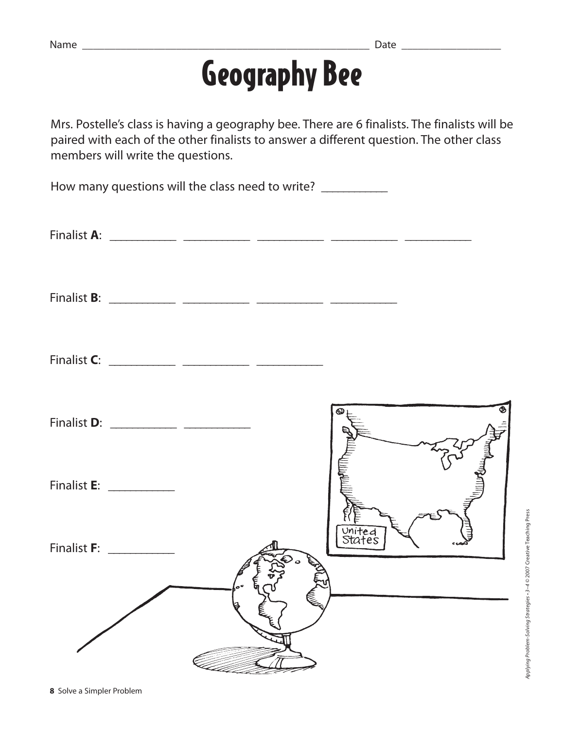Name ______________________________________________________ Date __________________

# Geography Bee

Mrs. Postelle's class is having a geography bee. There are 6 finalists. The finalists will be paired with each of the other finalists to answer a different question. The other class members will write the questions.

How many questions will the class need to write? __________

Finalist **A**: __________ __________ __________ __________ __________

Finalist **B**: __________ __________ __________ __________

Finalist **C**: __________ __________ __________

Finalist **D**: __________ __________

Finalist **E**: __________

Finalist **F**: __________

**8** Solve a Simpler Problem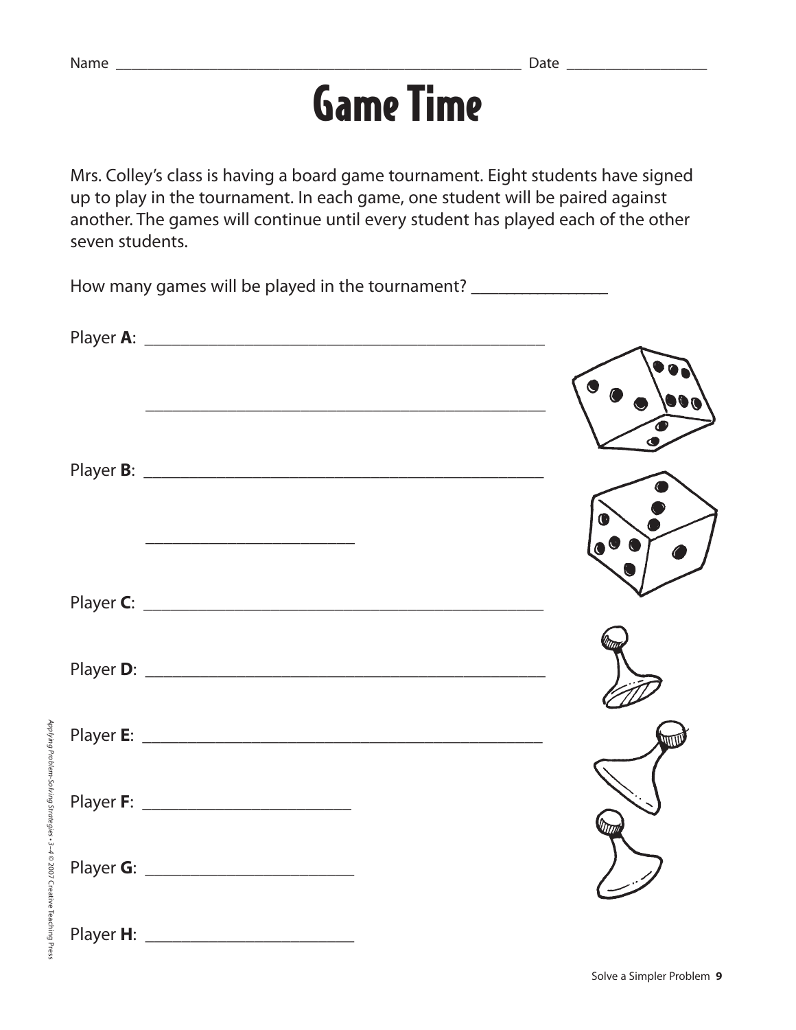Name ______________________________ Date ______________

# Game Time

Mrs. Colley's class is having a board game tournament. Eight students have signed up to play in the tournament. In each game, one student will be paired against another. The games will continue until every student has played each of the other seven students.

How many games will be played in the tournament? ______________

Player **A**: ________________________________________

________________________________________

Player **B**: ________________________________________

______________________

Player **C**: ________________________________________

Player **D**: ________________________________________

Player **E**: ________________________________________

Player **F**: ______________________

Player **G**: ______________________

Player **H**: ______________________

*Applying Problem-Solving Strategies • 3–4* © 2007 Creative Teaching Press

Solve a Simpler Problem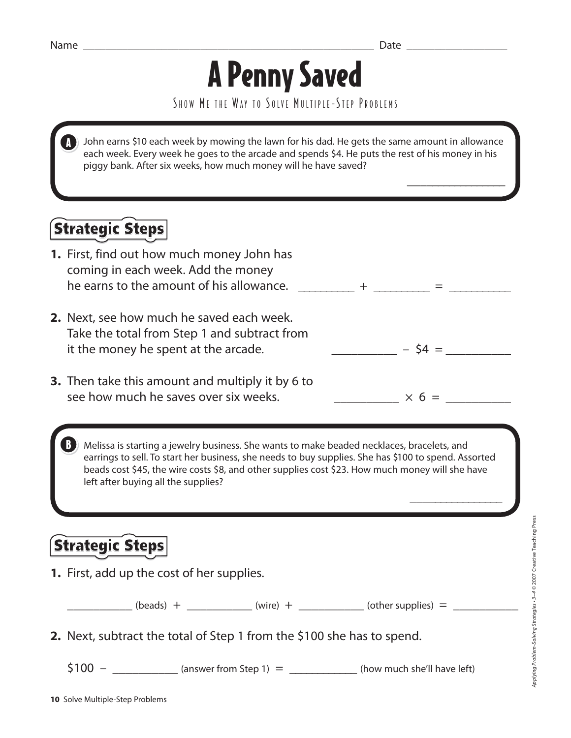Name ______________________________________________ Date ________________

# A Penny Saved

SHOW ME THE WAY TO SOLVE MULTIPLE-STEP PROBLEMS

**A** John earns $10 each week by mowing the lawn for his dad. He gets the same amount in allowance each week. Every week he goes to the arcade and spends $4. He puts the rest of his money in his piggy bank. After six weeks, how much money will he have saved?

________________

## Strategic Steps

1. First, find out how much money John has coming in each week. Add the money he earns to the amount of his allowance. ________ + ________ = ________

2. Next, see how much he saved each week. Take the total from Step 1 and subtract from it the money he spent at the arcade. ________ − $4 = ________

3. Then take this amount and multiply it by 6 to see how much he saves over six weeks. ________ × 6 = ________

**B** Melissa is starting a jewelry business. She wants to make beaded necklaces, bracelets, and earrings to sell. To start her business, she needs to buy supplies. She has $100 to spend. Assorted beads cost $45, the wire costs $8, and other supplies cost $23. How much money will she have left after buying all the supplies?

________________

## Strategic Steps

1. First, add up the cost of her supplies.

   __________ (beads) + __________ (wire) + __________ (other supplies) = __________

2. Next, subtract the total of Step 1 from the $100 she has to spend.

   $100 − __________ (answer from Step 1) = __________ (how much she'll have left)

*Applying Problem-Solving Strategies* • 3–4 © 2007 Creative Teaching Press

Solve Multiple-Step Problems